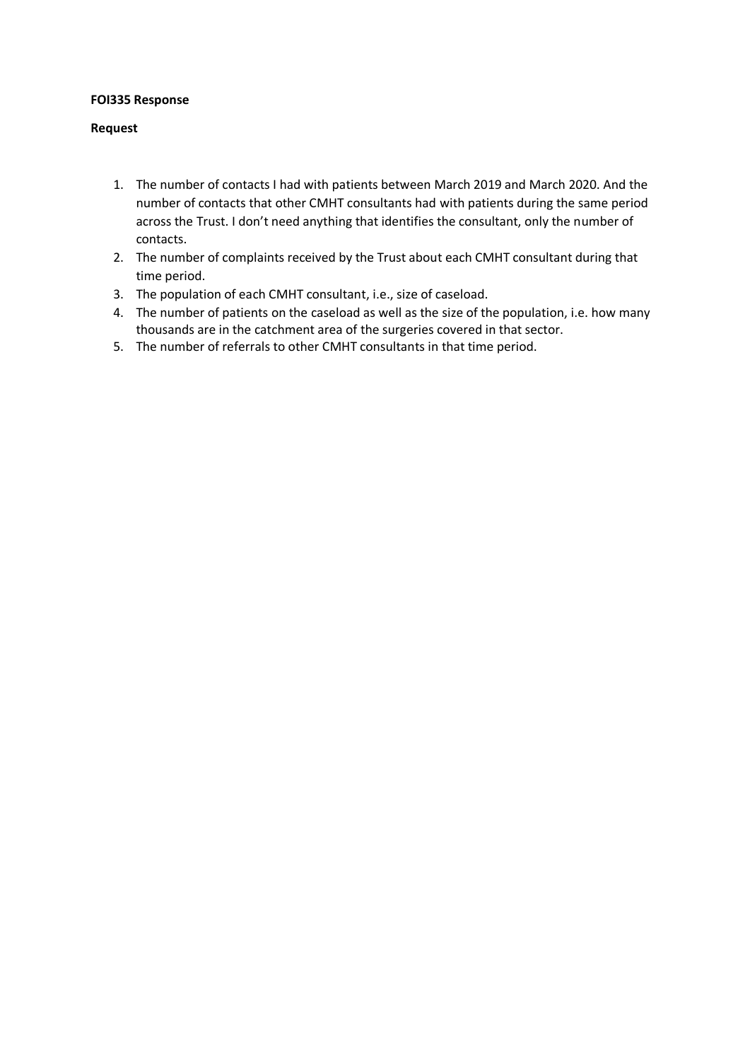**FOI335 Response**

**Request**

1. The number of contacts I had with patients between March 2019 and March 2020. And the number of contacts that other CMHT consultants had with patients during the same period across the Trust. I don't need anything that identifies the consultant, only the number of contacts.
2. The number of complaints received by the Trust about each CMHT consultant during that time period.
3. The population of each CMHT consultant, i.e., size of caseload.
4. The number of patients on the caseload as well as the size of the population, i.e. how many thousands are in the catchment area of the surgeries covered in that sector.
5. The number of referrals to other CMHT consultants in that time period.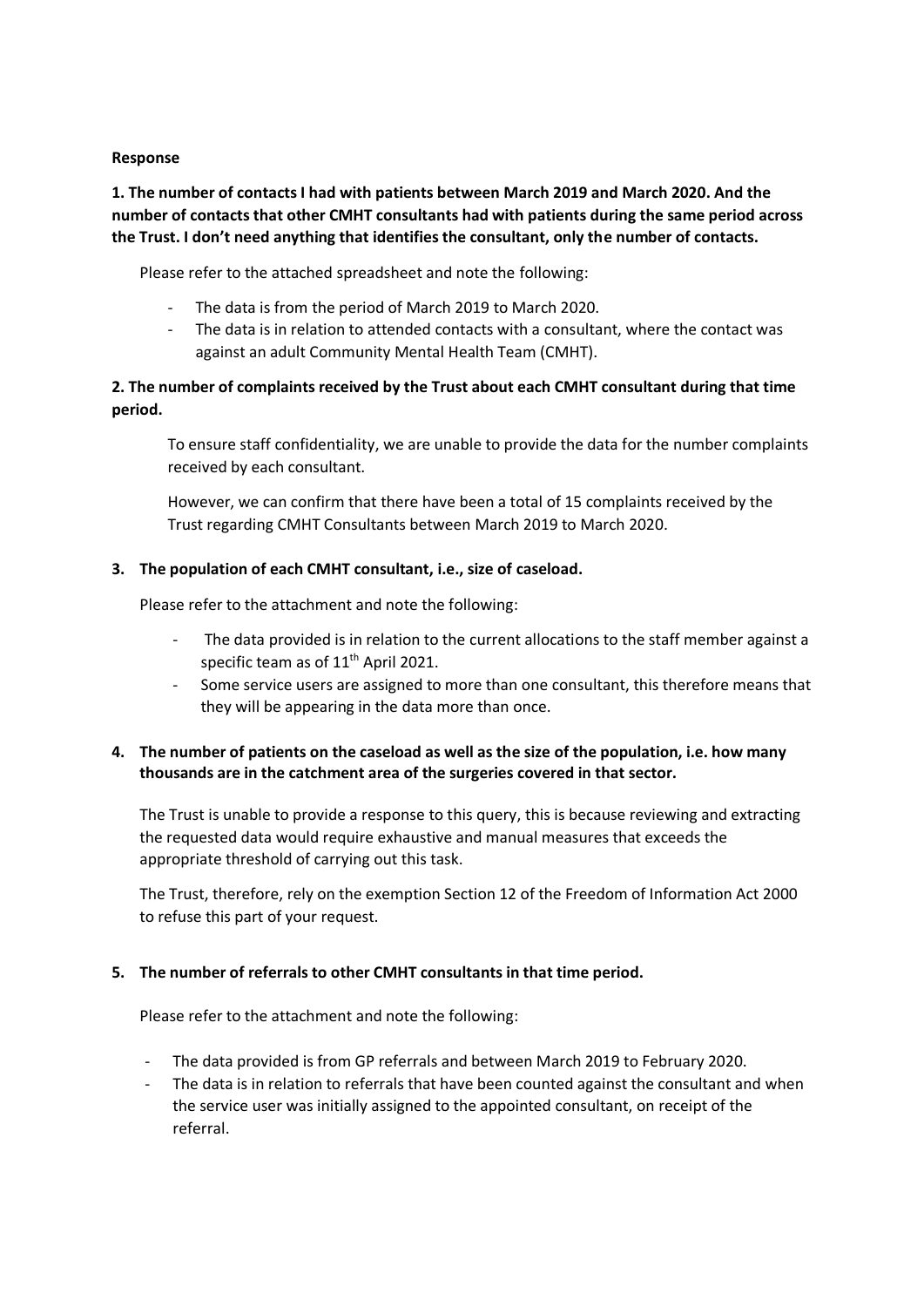**Response**

**1. The number of contacts I had with patients between March 2019 and March 2020. And the number of contacts that other CMHT consultants had with patients during the same period across the Trust. I don't need anything that identifies the consultant, only the number of contacts.**

Please refer to the attached spreadsheet and note the following:

- The data is from the period of March 2019 to March 2020.
- The data is in relation to attended contacts with a consultant, where the contact was against an adult Community Mental Health Team (CMHT).

**2. The number of complaints received by the Trust about each CMHT consultant during that time period.**

To ensure staff confidentiality, we are unable to provide the data for the number complaints received by each consultant.

However, we can confirm that there have been a total of 15 complaints received by the Trust regarding CMHT Consultants between March 2019 to March 2020.

**3. The population of each CMHT consultant, i.e., size of caseload.**

Please refer to the attachment and note the following:

- The data provided is in relation to the current allocations to the staff member against a specific team as of 11th April 2021.
- Some service users are assigned to more than one consultant, this therefore means that they will be appearing in the data more than once.

**4. The number of patients on the caseload as well as the size of the population, i.e. how many thousands are in the catchment area of the surgeries covered in that sector.**

The Trust is unable to provide a response to this query, this is because reviewing and extracting the requested data would require exhaustive and manual measures that exceeds the appropriate threshold of carrying out this task.

The Trust, therefore, rely on the exemption Section 12 of the Freedom of Information Act 2000 to refuse this part of your request.

**5. The number of referrals to other CMHT consultants in that time period.**

Please refer to the attachment and note the following:

- The data provided is from GP referrals and between March 2019 to February 2020.
- The data is in relation to referrals that have been counted against the consultant and when the service user was initially assigned to the appointed consultant, on receipt of the referral.